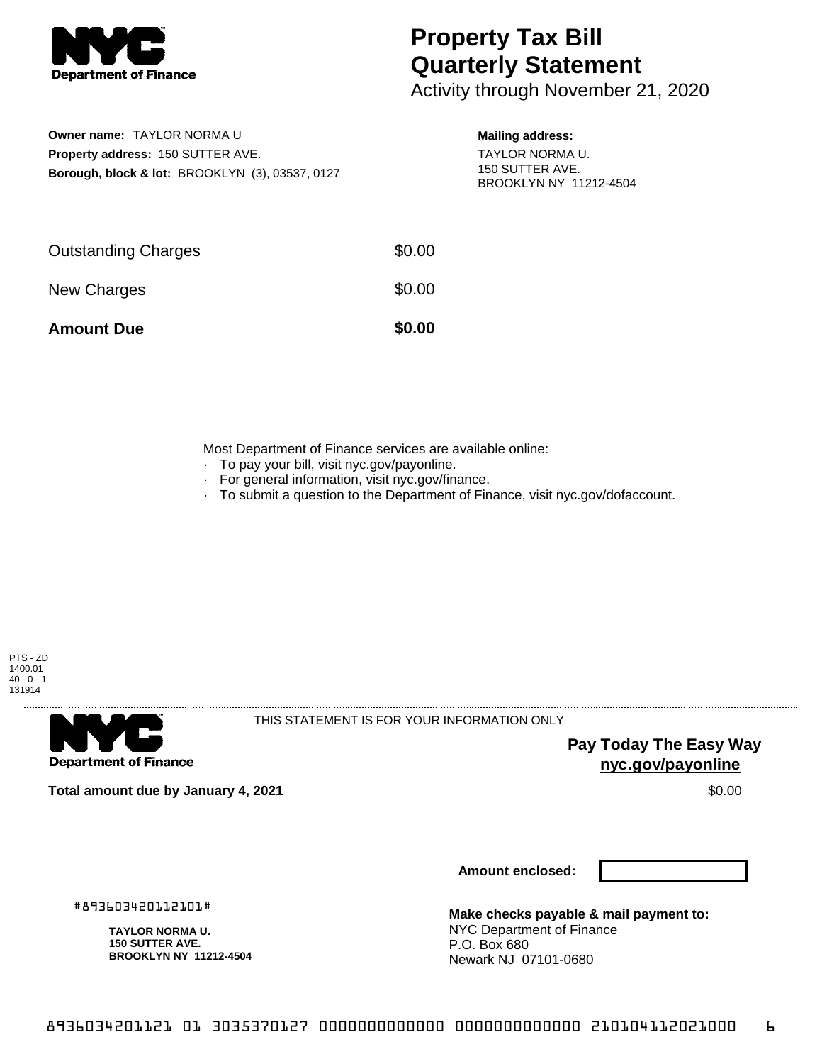**Department of Finance**

# Property Tax Bill Quarterly Statement

Activity through November 21, 2020

**Owner name:** TAYLOR NORMA U
**Property address:** 150 SUTTER AVE.
**Borough, block & lot:** BROOKLYN (3), 03537, 0127

**Mailing address:**
TAYLOR NORMA U.
150 SUTTER AVE.
BROOKLYN NY 11212-4504

| | |
|---|---|
| Outstanding Charges | $0.00 |
| New Charges | $0.00 |
| **Amount Due** | **$0.00** |

Most Department of Finance services are available online:

- To pay your bill, visit nyc.gov/payonline.
- For general information, visit nyc.gov/finance.
- To submit a question to the Department of Finance, visit nyc.gov/dofaccount.

PTS - ZD
1400.01
40 - 0 - 1
131914

**Department of Finance**

THIS STATEMENT IS FOR YOUR INFORMATION ONLY

**Pay Today The Easy Way**
**nyc.gov/payonline**

**Total amount due by January 4, 2021** $0.00

**Amount enclosed:**

#893603420112101#

**TAYLOR NORMA U.**
**150 SUTTER AVE.**
**BROOKLYN NY 11212-4504**

**Make checks payable & mail payment to:**
NYC Department of Finance
P.O. Box 680
Newark NJ 07101-0680

8936034201121 01 3035370127 0000000000000 0000000000000 210104112021000 6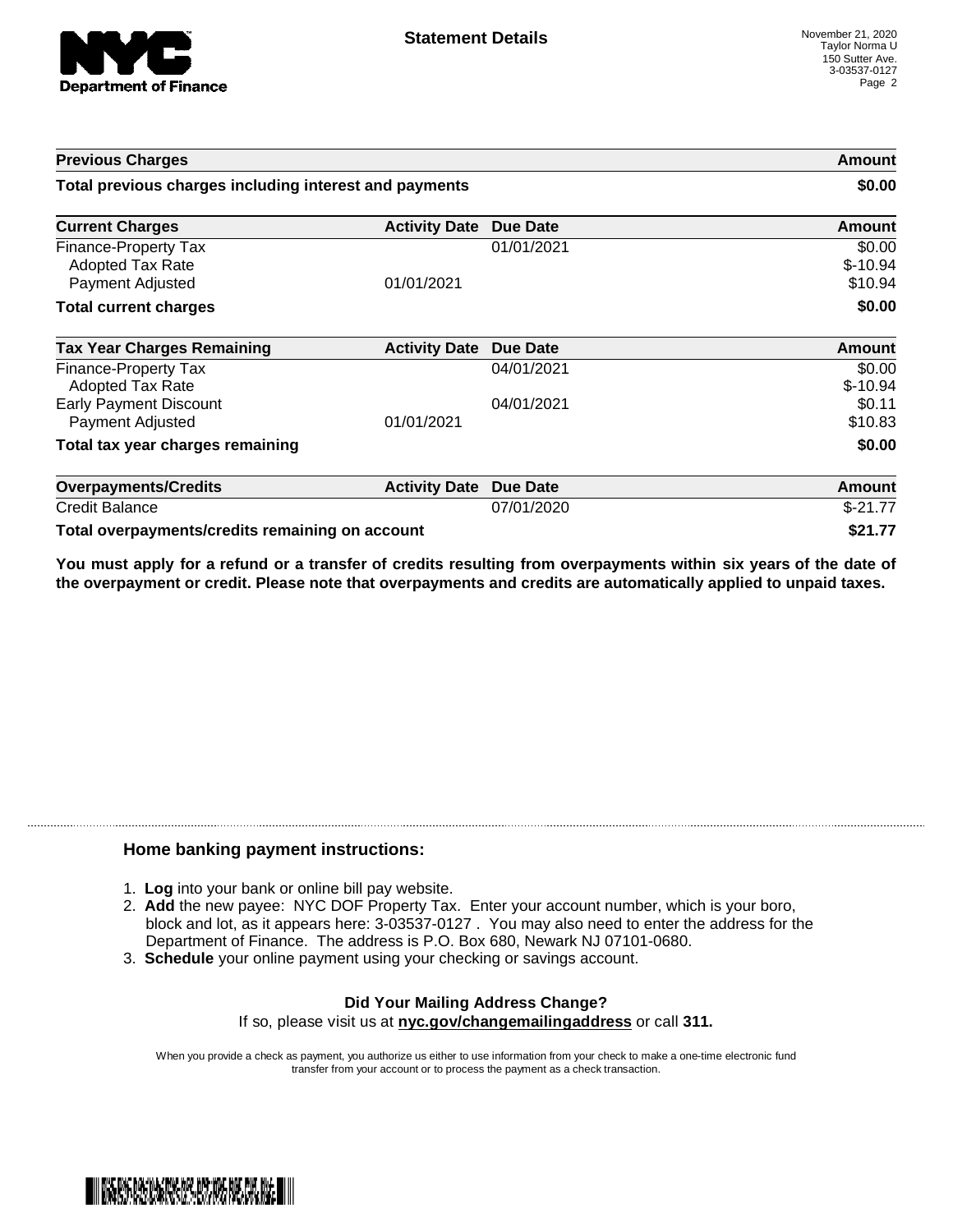# Statement Details

November 21, 2020
Taylor Norma U
150 Sutter Ave.
3-03537-0127

| Previous Charges | | | Amount |
|---|---|---|---|
| **Total previous charges including interest and payments** | | | **$0.00** |

| Current Charges | Activity Date | Due Date | Amount |
|---|---|---|---|
| Finance-Property Tax | | 01/01/2021 | $0.00 |
| Adopted Tax Rate | | | $-10.94 |
| Payment Adjusted | 01/01/2021 | | $10.94 |
| **Total current charges** | | | **$0.00** |

| Tax Year Charges Remaining | Activity Date | Due Date | Amount |
|---|---|---|---|
| Finance-Property Tax | | 04/01/2021 | $0.00 |
| Adopted Tax Rate | | | $-10.94 |
| Early Payment Discount | | 04/01/2021 | $0.11 |
| Payment Adjusted | 01/01/2021 | | $10.83 |
| **Total tax year charges remaining** | | | **$0.00** |

| Overpayments/Credits | Activity Date | Due Date | Amount |
|---|---|---|---|
| Credit Balance | | 07/01/2020 | $-21.77 |
| **Total overpayments/credits remaining on account** | | | **$21.77** |

**You must apply for a refund or a transfer of credits resulting from overpayments within six years of the date of the overpayment or credit. Please note that overpayments and credits are automatically applied to unpaid taxes.**

## Home banking payment instructions:

1. **Log** into your bank or online bill pay website.
2. **Add** the new payee: NYC DOF Property Tax. Enter your account number, which is your boro, block and lot, as it appears here: 3-03537-0127 . You may also need to enter the address for the Department of Finance. The address is P.O. Box 680, Newark NJ 07101-0680.
3. **Schedule** your online payment using your checking or savings account.

**Did Your Mailing Address Change?**

If so, please visit us at **nyc.gov/changemailingaddress** or call **311.**

When you provide a check as payment, you authorize us either to use information from your check to make a one-time electronic fund transfer from your account or to process the payment as a check transaction.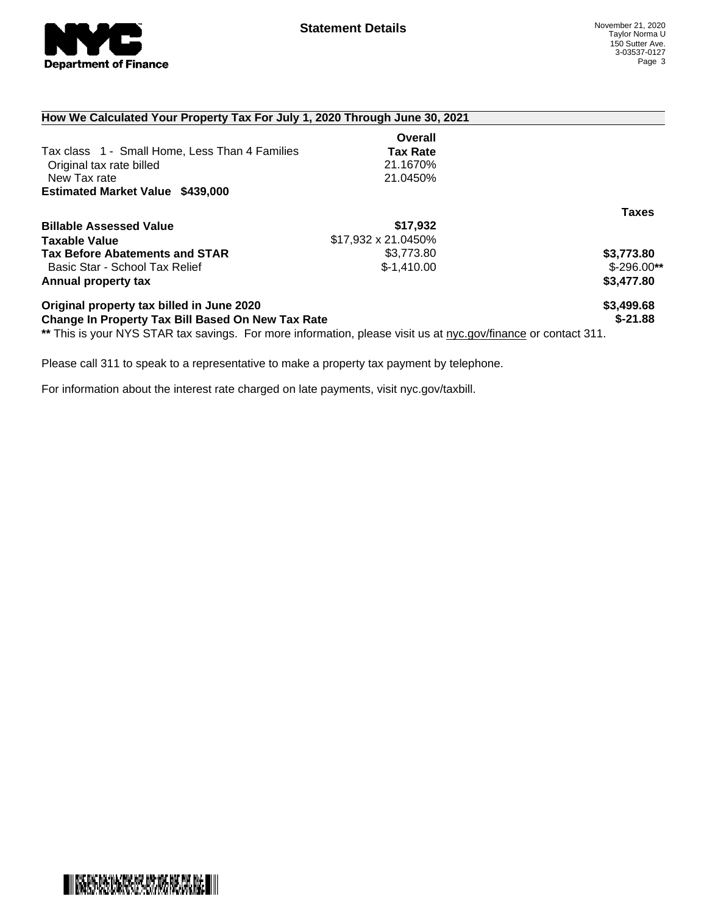**Statement Details**

November 21, 2020
Taylor Norma U
150 Sutter Ave.
3-03537-0127

## How We Calculated Your Property Tax For July 1, 2020 Through June 30, 2021

| | Overall Tax Rate | |
|---|---|---|
| Tax class 1 - Small Home, Less Than 4 Families | | |
| Original tax rate billed | 21.1670% | |
| New Tax rate | 21.0450% | |
| **Estimated Market Value $439,000** | | |
| | | **Taxes** |
| **Billable Assessed Value** | **$17,932** | |
| **Taxable Value** | $17,932 x 21.0450% | |
| **Tax Before Abatements and STAR** | $3,773.80 | **$3,773.80** |
| Basic Star - School Tax Relief | $-1,410.00 | $-296.00** |
| **Annual property tax** | | **$3,477.80** |
| **Original property tax billed in June 2020** | | **$3,499.68** |
| **Change In Property Tax Bill Based On New Tax Rate** | | **$-21.88** |

** This is your NYS STAR tax savings. For more information, please visit us at nyc.gov/finance or contact 311.

Please call 311 to speak to a representative to make a property tax payment by telephone.

For information about the interest rate charged on late payments, visit nyc.gov/taxbill.